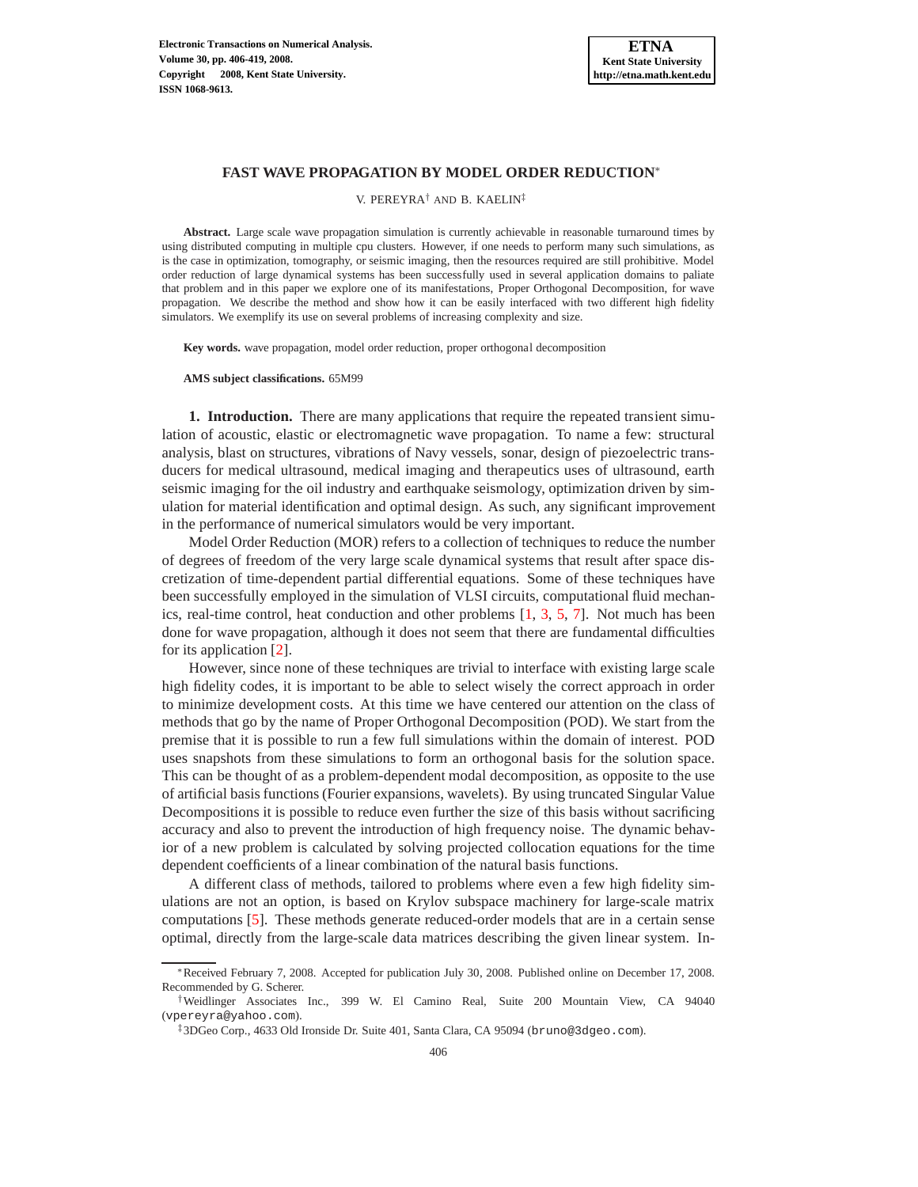# FAST WAVE PROPAGATION BY MODEL ORDER REDUCTION*

V. PEREYRA† AND B. KAELIN‡

**Abstract.** Large scale wave propagation simulation is currently achievable in reasonable turnaround times by using distributed computing in multiple cpu clusters. However, if one needs to perform many such simulations, as is the case in optimization, tomography, or seismic imaging, then the resources required are still prohibitive. Model order reduction of large dynamical systems has been successfully used in several application domains to paliate that problem and in this paper we explore one of its manifestations, Proper Orthogonal Decomposition, for wave propagation. We describe the method and show how it can be easily interfaced with two different high fidelity simulators. We exemplify its use on several problems of increasing complexity and size.

**Key words.** wave propagation, model order reduction, proper orthogonal decomposition

**AMS subject classifications.** 65M99

## 1. Introduction.

There are many applications that require the repeated transient simulation of acoustic, elastic or electromagnetic wave propagation. To name a few: structural analysis, blast on structures, vibrations of Navy vessels, sonar, design of piezoelectric transducers for medical ultrasound, medical imaging and therapeutics uses of ultrasound, earth seismic imaging for the oil industry and earthquake seismology, optimization driven by simulation for material identification and optimal design. As such, any significant improvement in the performance of numerical simulators would be very important.

Model Order Reduction (MOR) refers to a collection of techniques to reduce the number of degrees of freedom of the very large scale dynamical systems that result after space discretization of time-dependent partial differential equations. Some of these techniques have been successfully employed in the simulation of VLSI circuits, computational fluid mechanics, real-time control, heat conduction and other problems [1, 3, 5, 7]. Not much has been done for wave propagation, although it does not seem that there are fundamental difficulties for its application [2].

However, since none of these techniques are trivial to interface with existing large scale high fidelity codes, it is important to be able to select wisely the correct approach in order to minimize development costs. At this time we have centered our attention on the class of methods that go by the name of Proper Orthogonal Decomposition (POD). We start from the premise that it is possible to run a few full simulations within the domain of interest. POD uses snapshots from these simulations to form an orthogonal basis for the solution space. This can be thought of as a problem-dependent modal decomposition, as opposite to the use of artificial basis functions (Fourier expansions, wavelets). By using truncated Singular Value Decompositions it is possible to reduce even further the size of this basis without sacrificing accuracy and also to prevent the introduction of high frequency noise. The dynamic behavior of a new problem is calculated by solving projected collocation equations for the time dependent coefficients of a linear combination of the natural basis functions.

A different class of methods, tailored to problems where even a few high fidelity simulations are not an option, is based on Krylov subspace machinery for large-scale matrix computations [5]. These methods generate reduced-order models that are in a certain sense optimal, directly from the large-scale data matrices describing the given linear system. In-

---

*Received February 7, 2008. Accepted for publication July 30, 2008. Published online on December 17, 2008. Recommended by G. Scherer.

†Weidlinger Associates Inc., 399 W. El Camino Real, Suite 200 Mountain View, CA 94040 (vpereyra@yahoo.com).

‡3DGeo Corp., 4633 Old Ironside Dr. Suite 401, Santa Clara, CA 95094 (bruno@3dgeo.com).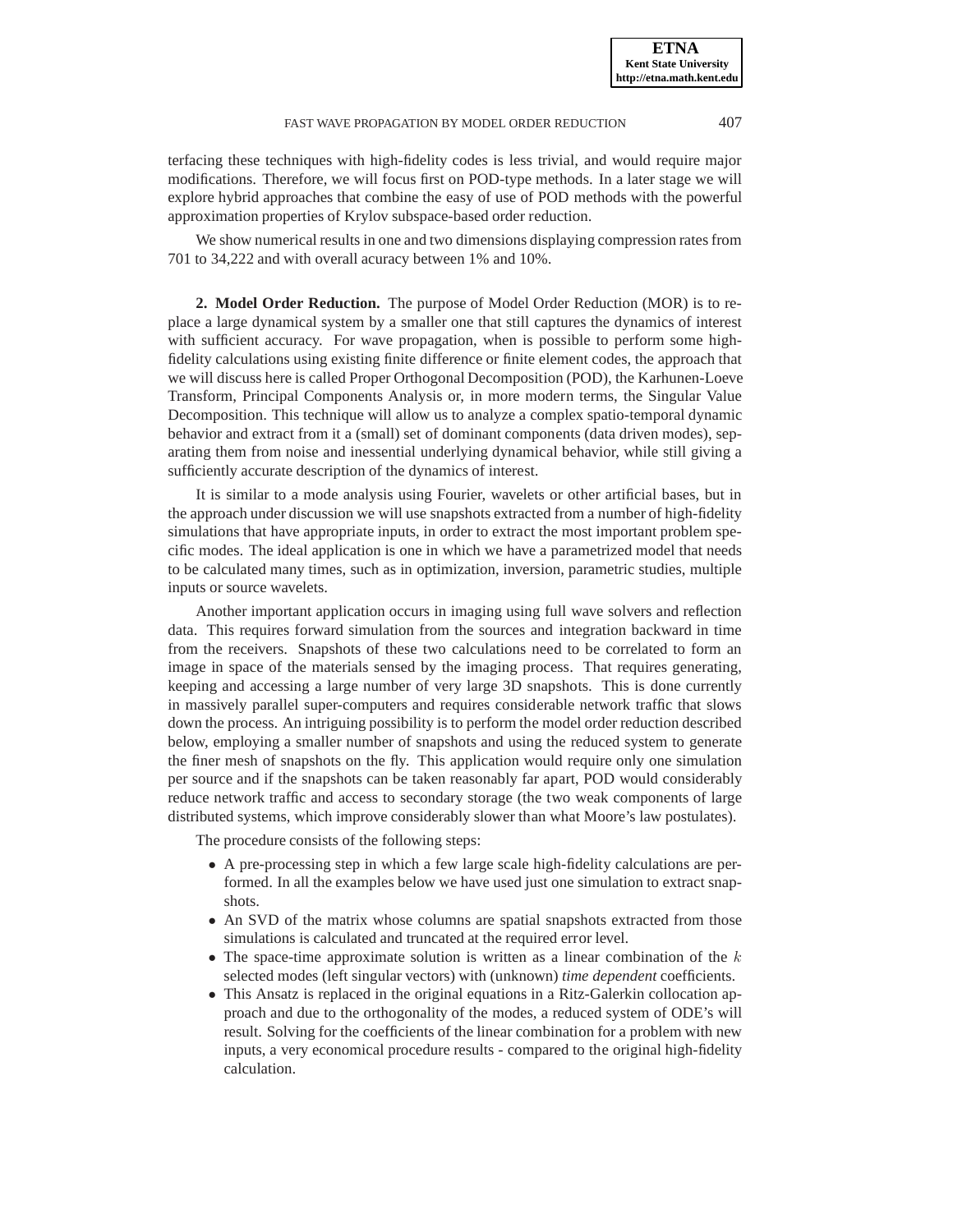terfacing these techniques with high-fidelity codes is less trivial, and would require major modifications. Therefore, we will focus first on POD-type methods. In a later stage we will explore hybrid approaches that combine the easy of use of POD methods with the powerful approximation properties of Krylov subspace-based order reduction.

We show numerical results in one and two dimensions displaying compression rates from 701 to 34,222 and with overall acuracy between 1% and 10%.

## 2. Model Order Reduction.

The purpose of Model Order Reduction (MOR) is to replace a large dynamical system by a smaller one that still captures the dynamics of interest with sufficient accuracy. For wave propagation, when is possible to perform some high-fidelity calculations using existing finite difference or finite element codes, the approach that we will discuss here is called Proper Orthogonal Decomposition (POD), the Karhunen-Loeve Transform, Principal Components Analysis or, in more modern terms, the Singular Value Decomposition. This technique will allow us to analyze a complex spatio-temporal dynamic behavior and extract from it a (small) set of dominant components (data driven modes), separating them from noise and inessential underlying dynamical behavior, while still giving a sufficiently accurate description of the dynamics of interest.

It is similar to a mode analysis using Fourier, wavelets or other artificial bases, but in the approach under discussion we will use snapshots extracted from a number of high-fidelity simulations that have appropriate inputs, in order to extract the most important problem specific modes. The ideal application is one in which we have a parametrized model that needs to be calculated many times, such as in optimization, inversion, parametric studies, multiple inputs or source wavelets.

Another important application occurs in imaging using full wave solvers and reflection data. This requires forward simulation from the sources and integration backward in time from the receivers. Snapshots of these two calculations need to be correlated to form an image in space of the materials sensed by the imaging process. That requires generating, keeping and accessing a large number of very large 3D snapshots. This is done currently in massively parallel super-computers and requires considerable network traffic that slows down the process. An intriguing possibility is to perform the model order reduction described below, employing a smaller number of snapshots and using the reduced system to generate the finer mesh of snapshots on the fly. This application would require only one simulation per source and if the snapshots can be taken reasonably far apart, POD would considerably reduce network traffic and access to secondary storage (the two weak components of large distributed systems, which improve considerably slower than what Moore's law postulates).

The procedure consists of the following steps:

- A pre-processing step in which a few large scale high-fidelity calculations are performed. In all the examples below we have used just one simulation to extract snapshots.
- An SVD of the matrix whose columns are spatial snapshots extracted from those simulations is calculated and truncated at the required error level.
- The space-time approximate solution is written as a linear combination of the $k$ selected modes (left singular vectors) with (unknown) *time dependent* coefficients.
- This Ansatz is replaced in the original equations in a Ritz-Galerkin collocation approach and due to the orthogonality of the modes, a reduced system of ODE's will result. Solving for the coefficients of the linear combination for a problem with new inputs, a very economical procedure results - compared to the original high-fidelity calculation.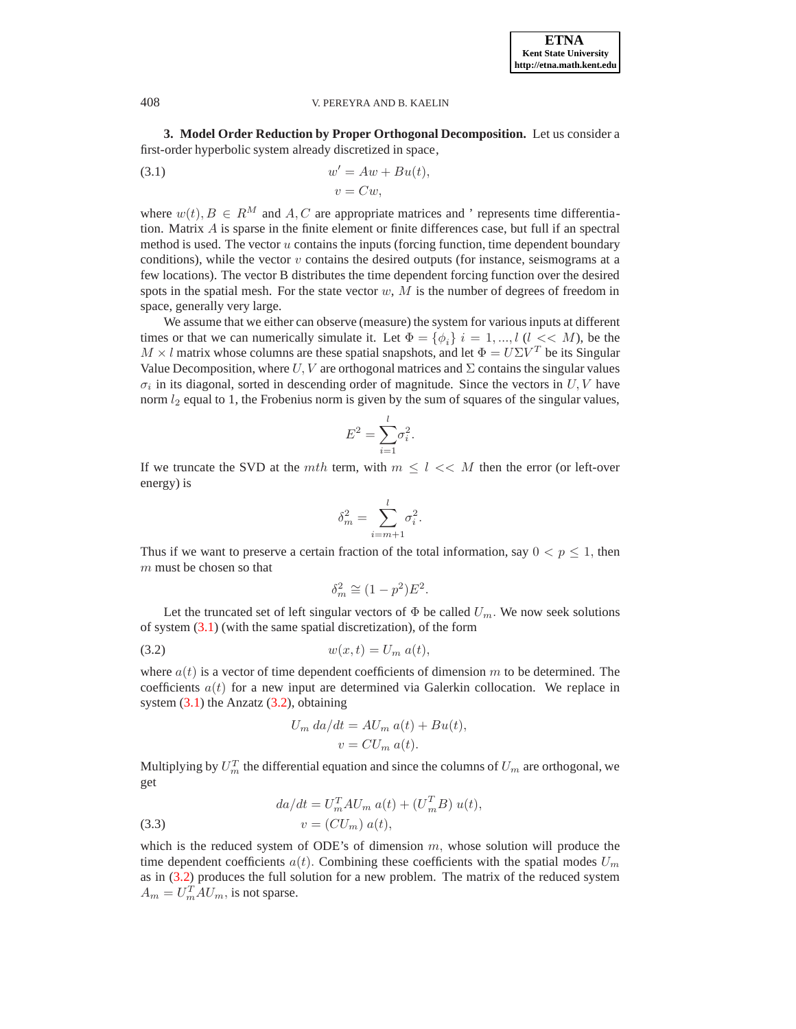**3. Model Order Reduction by Proper Orthogonal Decomposition.** Let us consider a first-order hyperbolic system already discretized in space,

$$
\begin{aligned}
w' &= Aw + Bu(t), \qquad (3.1)\\
v &= Cw,
\end{aligned}
$$

where $w(t), B \in R^M$ and $A, C$ are appropriate matrices and ' represents time differentiation. Matrix $A$ is sparse in the finite element or finite differences case, but full if an spectral method is used. The vector $u$ contains the inputs (forcing function, time dependent boundary conditions), while the vector $v$ contains the desired outputs (for instance, seismograms at a few locations). The vector B distributes the time dependent forcing function over the desired spots in the spatial mesh. For the state vector $w$, $M$ is the number of degrees of freedom in space, generally very large.

We assume that we either can observe (measure) the system for various inputs at different times or that we can numerically simulate it. Let $\Phi = \{\phi_i\}$ $i = 1, ..., l$ ($l << M$), be the $M \times l$ matrix whose columns are these spatial snapshots, and let $\Phi = U\Sigma V^T$ be its Singular Value Decomposition, where $U, V$ are orthogonal matrices and $\Sigma$ contains the singular values $\sigma_i$ in its diagonal, sorted in descending order of magnitude. Since the vectors in $U, V$ have norm $l_2$ equal to 1, the Frobenius norm is given by the sum of squares of the singular values,

$$
E^2 = \sum_{i=1}^{l} \sigma_i^2.
$$

If we truncate the SVD at the $mth$ term, with $m \leq l << M$ then the error (or left-over energy) is

$$
\delta_m^2 = \sum_{i=m+1}^{l} \sigma_i^2.
$$

Thus if we want to preserve a certain fraction of the total information, say $0 < p \leq 1$, then $m$ must be chosen so that

$$
\delta_m^2 \cong (1 - p^2)E^2.
$$

Let the truncated set of left singular vectors of $\Phi$ be called $U_m$. We now seek solutions of system (3.1) (with the same spatial discretization), of the form

$$
w(x, t) = U_m\, a(t), \qquad (3.2)
$$

where $a(t)$ is a vector of time dependent coefficients of dimension $m$ to be determined. The coefficients $a(t)$ for a new input are determined via Galerkin collocation. We replace in system (3.1) the Anzatz (3.2), obtaining

$$
\begin{aligned}
U_m\, da/dt &= AU_m\, a(t) + Bu(t),\\
v &= CU_m\, a(t).
\end{aligned}
$$

Multiplying by $U_m^T$ the differential equation and since the columns of $U_m$ are orthogonal, we get

$$
\begin{aligned}
da/dt &= U_m^T A U_m\, a(t) + (U_m^T B)\, u(t),\\
v &= (CU_m)\, a(t), \qquad (3.3)
\end{aligned}
$$

which is the reduced system of ODE's of dimension $m$, whose solution will produce the time dependent coefficients $a(t)$. Combining these coefficients with the spatial modes $U_m$ as in (3.2) produces the full solution for a new problem. The matrix of the reduced system $A_m = U_m^T A U_m$, is not sparse.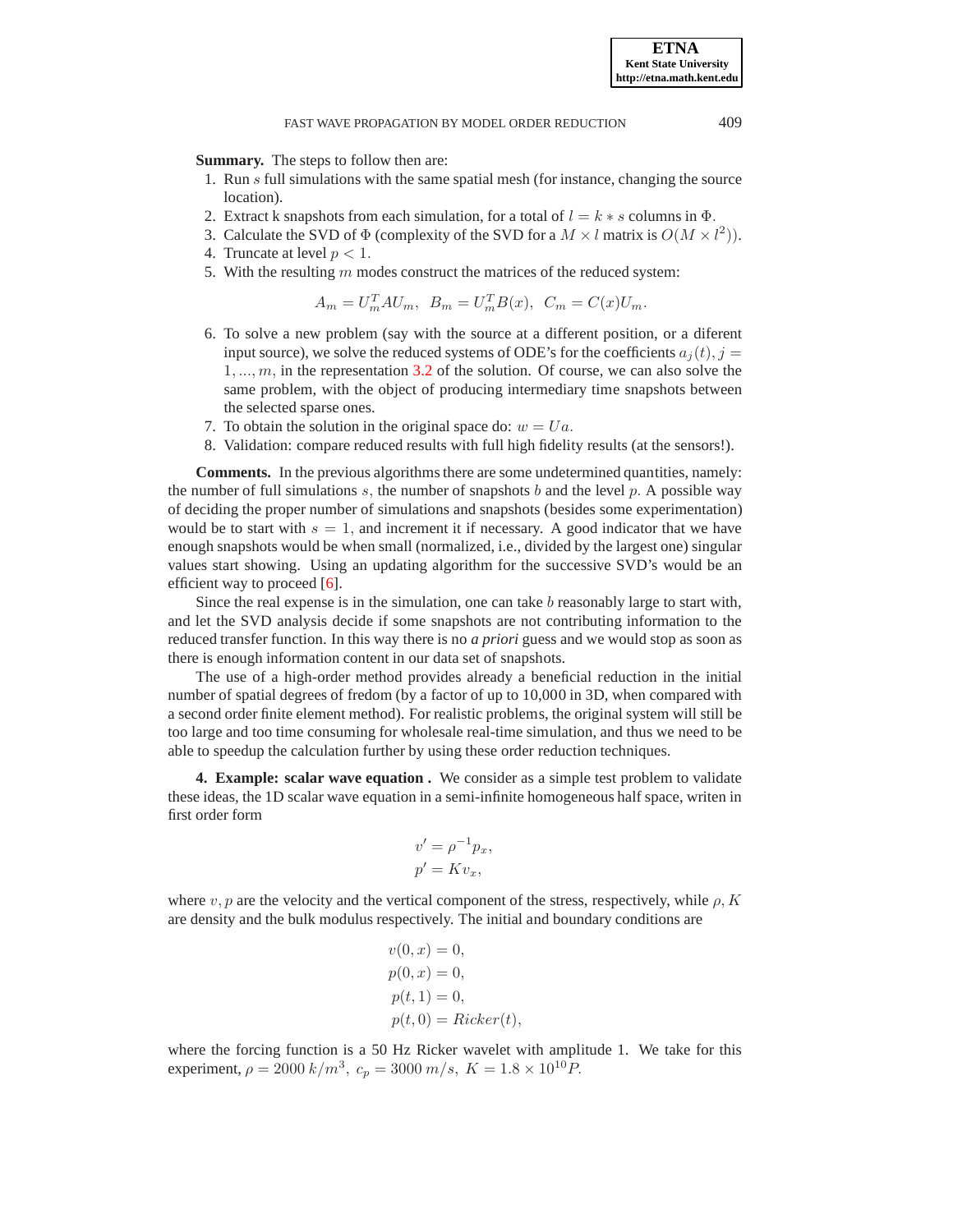**Summary.** The steps to follow then are:

1. Run $s$ full simulations with the same spatial mesh (for instance, changing the source location).
2. Extract k snapshots from each simulation, for a total of $l = k * s$ columns in $\Phi$.
3. Calculate the SVD of $\Phi$ (complexity of the SVD for a $M \times l$ matrix is $O(M \times l^2)$).
4. Truncate at level $p < 1$.
5. With the resulting $m$ modes construct the matrices of the reduced system:

$$A_m = U_m^T A U_m, \;\; B_m = U_m^T B(x), \;\; C_m = C(x) U_m.$$

6. To solve a new problem (say with the source at a different position, or a diferent input source), we solve the reduced systems of ODE's for the coefficients $a_j(t), j = 1, ..., m,$ in the representation 3.2 of the solution. Of course, we can also solve the same problem, with the object of producing intermediary time snapshots between the selected sparse ones.
7. To obtain the solution in the original space do: $w = Ua$.
8. Validation: compare reduced results with full high fidelity results (at the sensors!).

**Comments.** In the previous algorithms there are some undetermined quantities, namely: the number of full simulations $s$, the number of snapshots $b$ and the level $p$. A possible way of deciding the proper number of simulations and snapshots (besides some experimentation) would be to start with $s = 1$, and increment it if necessary. A good indicator that we have enough snapshots would be when small (normalized, i.e., divided by the largest one) singular values start showing. Using an updating algorithm for the successive SVD's would be an efficient way to proceed [6].

Since the real expense is in the simulation, one can take $b$ reasonably large to start with, and let the SVD analysis decide if some snapshots are not contributing information to the reduced transfer function. In this way there is no ***a priori*** guess and we would stop as soon as there is enough information content in our data set of snapshots.

The use of a high-order method provides already a beneficial reduction in the initial number of spatial degrees of fredom (by a factor of up to 10,000 in 3D, when compared with a second order finite element method). For realistic problems, the original system will still be too large and too time consuming for wholesale real-time simulation, and thus we need to be able to speedup the calculation further by using these order reduction techniques.

**4. Example: scalar wave equation .** We consider as a simple test problem to validate these ideas, the 1D scalar wave equation in a semi-infinite homogeneous half space, writen in first order form

$$v' = \rho^{-1} p_x,$$
$$p' = K v_x,$$

where $v, p$ are the velocity and the vertical component of the stress, respectively, while $\rho, K$ are density and the bulk modulus respectively. The initial and boundary conditions are

$$v(0, x) = 0,$$
$$p(0, x) = 0,$$
$$p(t, 1) = 0,$$
$$p(t, 0) = Ricker(t),$$

where the forcing function is a 50 Hz Ricker wavelet with amplitude 1. We take for this experiment, $\rho = 2000\, k/m^3, \; c_p = 3000\, m/s, \; K = 1.8 \times 10^{10} P.$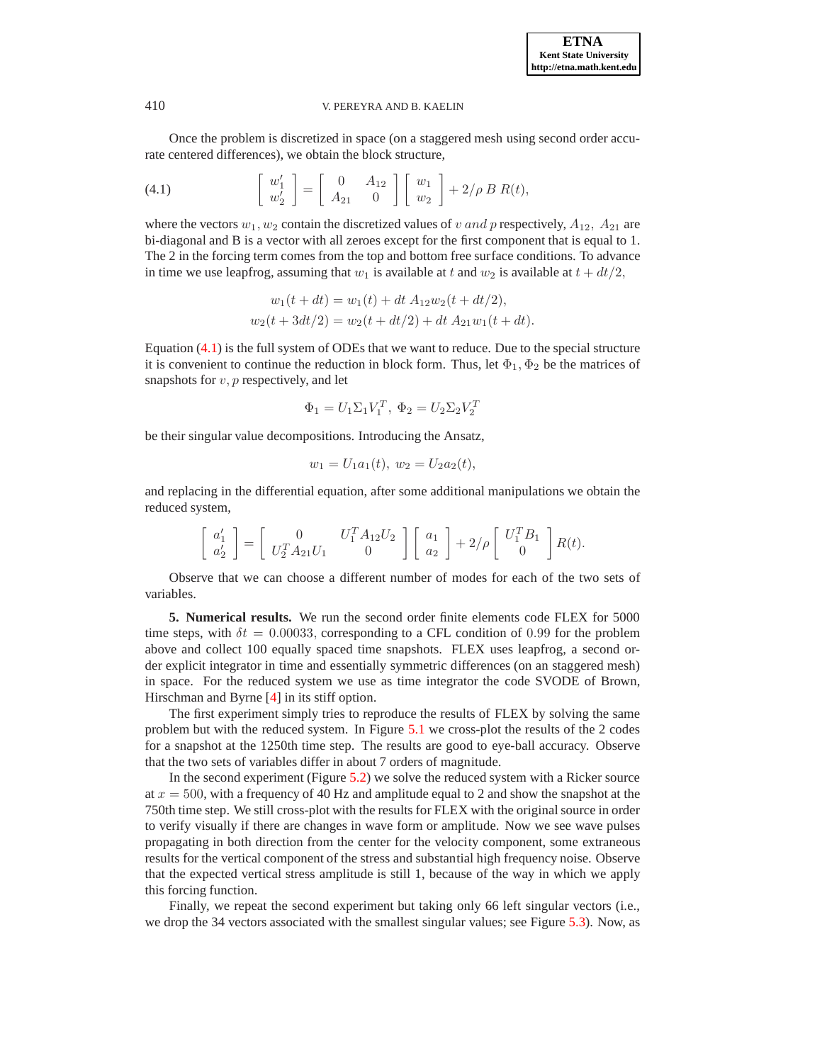Once the problem is discretized in space (on a staggered mesh using second order accurate centered differences), we obtain the block structure,

$$
\begin{bmatrix} w_1' \\ w_2' \end{bmatrix} = \begin{bmatrix} 0 & A_{12} \\ A_{21} & 0 \end{bmatrix} \begin{bmatrix} w_1 \\ w_2 \end{bmatrix} + 2/\rho \, B \, R(t), \tag{4.1}
$$

where the vectors $w_1, w_2$ contain the discretized values of $v \; and \; p$ respectively, $A_{12}, \; A_{21}$ are bi-diagonal and B is a vector with all zeroes except for the first component that is equal to 1. The 2 in the forcing term comes from the top and bottom free surface conditions. To advance in time we use leapfrog, assuming that $w_1$ is available at $t$ and $w_2$ is available at $t + dt/2$,

$$
w_1(t + dt) = w_1(t) + dt \; A_{12} w_2(t + dt/2),
$$
$$
w_2(t + 3dt/2) = w_2(t + dt/2) + dt \; A_{21} w_1(t + dt).
$$

Equation (4.1) is the full system of ODEs that we want to reduce. Due to the special structure it is convenient to continue the reduction in block form. Thus, let $\Phi_1, \Phi_2$ be the matrices of snapshots for $v, p$ respectively, and let

$$
\Phi_1 = U_1 \Sigma_1 V_1^T, \; \Phi_2 = U_2 \Sigma_2 V_2^T
$$

be their singular value decompositions. Introducing the Ansatz,

$$
w_1 = U_1 a_1(t), \; w_2 = U_2 a_2(t),
$$

and replacing in the differential equation, after some additional manipulations we obtain the reduced system,

$$
\begin{bmatrix} a_1' \\ a_2' \end{bmatrix} = \begin{bmatrix} 0 & U_1^T A_{12} U_2 \\ U_2^T A_{21} U_1 & 0 \end{bmatrix} \begin{bmatrix} a_1 \\ a_2 \end{bmatrix} + 2/\rho \begin{bmatrix} U_1^T B_1 \\ 0 \end{bmatrix} R(t).
$$

Observe that we can choose a different number of modes for each of the two sets of variables.

## 5. Numerical results.

We run the second order finite elements code FLEX for 5000 time steps, with $\delta t = 0.00033$, corresponding to a CFL condition of $0.99$ for the problem above and collect 100 equally spaced time snapshots. FLEX uses leapfrog, a second order explicit integrator in time and essentially symmetric differences (on an staggered mesh) in space. For the reduced system we use as time integrator the code SVODE of Brown, Hirschman and Byrne [4] in its stiff option.

The first experiment simply tries to reproduce the results of FLEX by solving the same problem but with the reduced system. In Figure 5.1 we cross-plot the results of the 2 codes for a snapshot at the 1250th time step. The results are good to eye-ball accuracy. Observe that the two sets of variables differ in about 7 orders of magnitude.

In the second experiment (Figure 5.2) we solve the reduced system with a Ricker source at $x = 500$, with a frequency of 40 Hz and amplitude equal to 2 and show the snapshot at the 750th time step. We still cross-plot with the results for FLEX with the original source in order to verify visually if there are changes in wave form or amplitude. Now we see wave pulses propagating in both direction from the center for the velocity component, some extraneous results for the vertical component of the stress and substantial high frequency noise. Observe that the expected vertical stress amplitude is still 1, because of the way in which we apply this forcing function.

Finally, we repeat the second experiment but taking only 66 left singular vectors (i.e., we drop the 34 vectors associated with the smallest singular values; see Figure 5.3). Now, as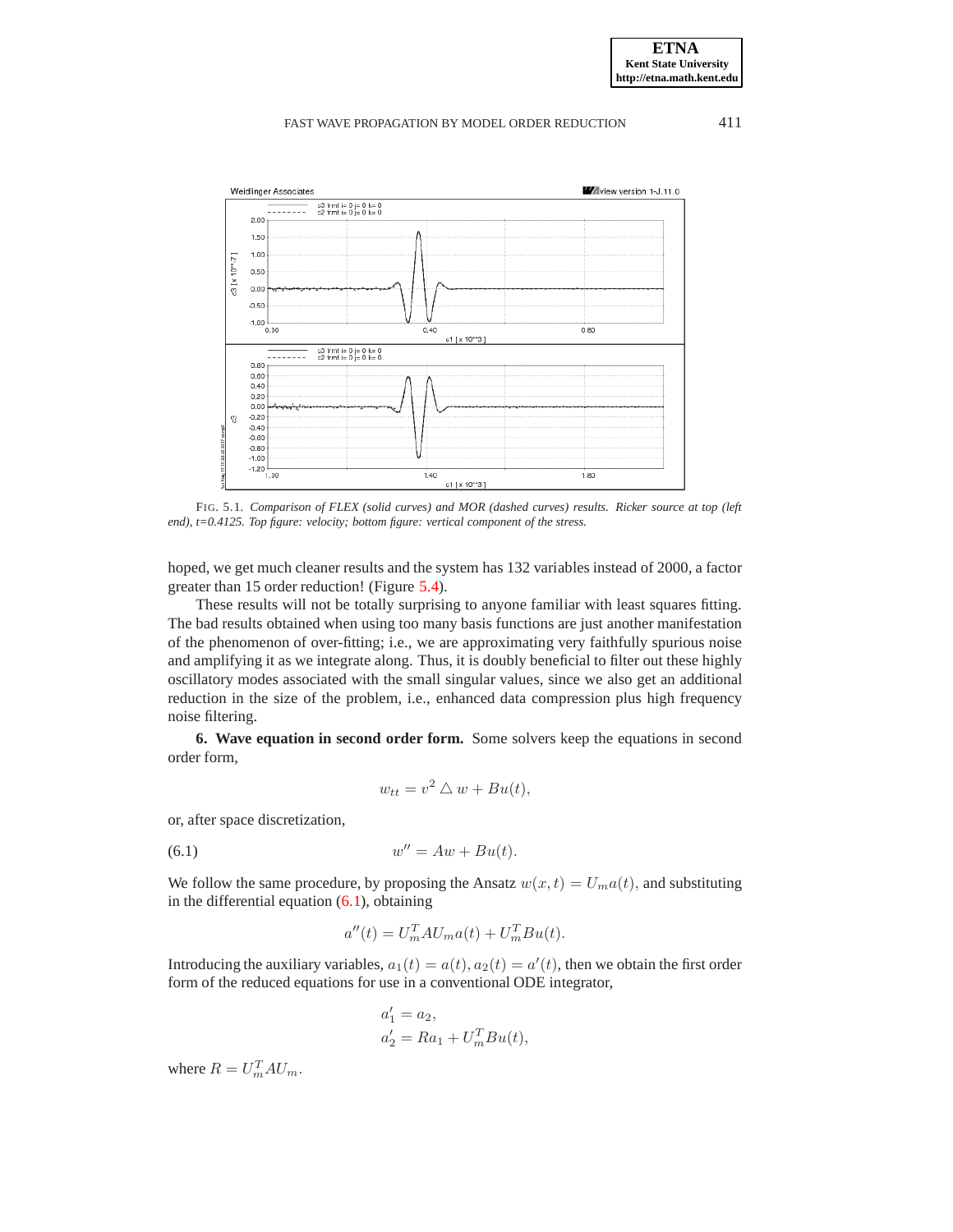FIG. 5.1. *Comparison of FLEX (solid curves) and MOR (dashed curves) results. Ricker source at top (left end), t=0.4125. Top figure: velocity; bottom figure: vertical component of the stress.*

hoped, we get much cleaner results and the system has 132 variables instead of 2000, a factor greater than 15 order reduction! (Figure 5.4).

These results will not be totally surprising to anyone familiar with least squares fitting. The bad results obtained when using too many basis functions are just another manifestation of the phenomenon of over-fitting; i.e., we are approximating very faithfully spurious noise and amplifying it as we integrate along. Thus, it is doubly beneficial to filter out these highly oscillatory modes associated with the small singular values, since we also get an additional reduction in the size of the problem, i.e., enhanced data compression plus high frequency noise filtering.

**6. Wave equation in second order form.** Some solvers keep the equations in second order form,

$$w_{tt} = v^2 \triangle w + Bu(t),$$

or, after space discretization,

$$w'' = Aw + Bu(t). \tag{6.1}$$

We follow the same procedure, by proposing the Ansatz $w(x, t) = U_m a(t)$, and substituting in the differential equation (6.1), obtaining

$$a''(t) = U_m^T A U_m a(t) + U_m^T Bu(t).$$

Introducing the auxiliary variables, $a_1(t) = a(t), a_2(t) = a'(t)$, then we obtain the first order form of the reduced equations for use in a conventional ODE integrator,

$$\begin{aligned}
a_1' &= a_2, \\
a_2' &= Ra_1 + U_m^T Bu(t),
\end{aligned}$$

where $R = U_m^T A U_m$.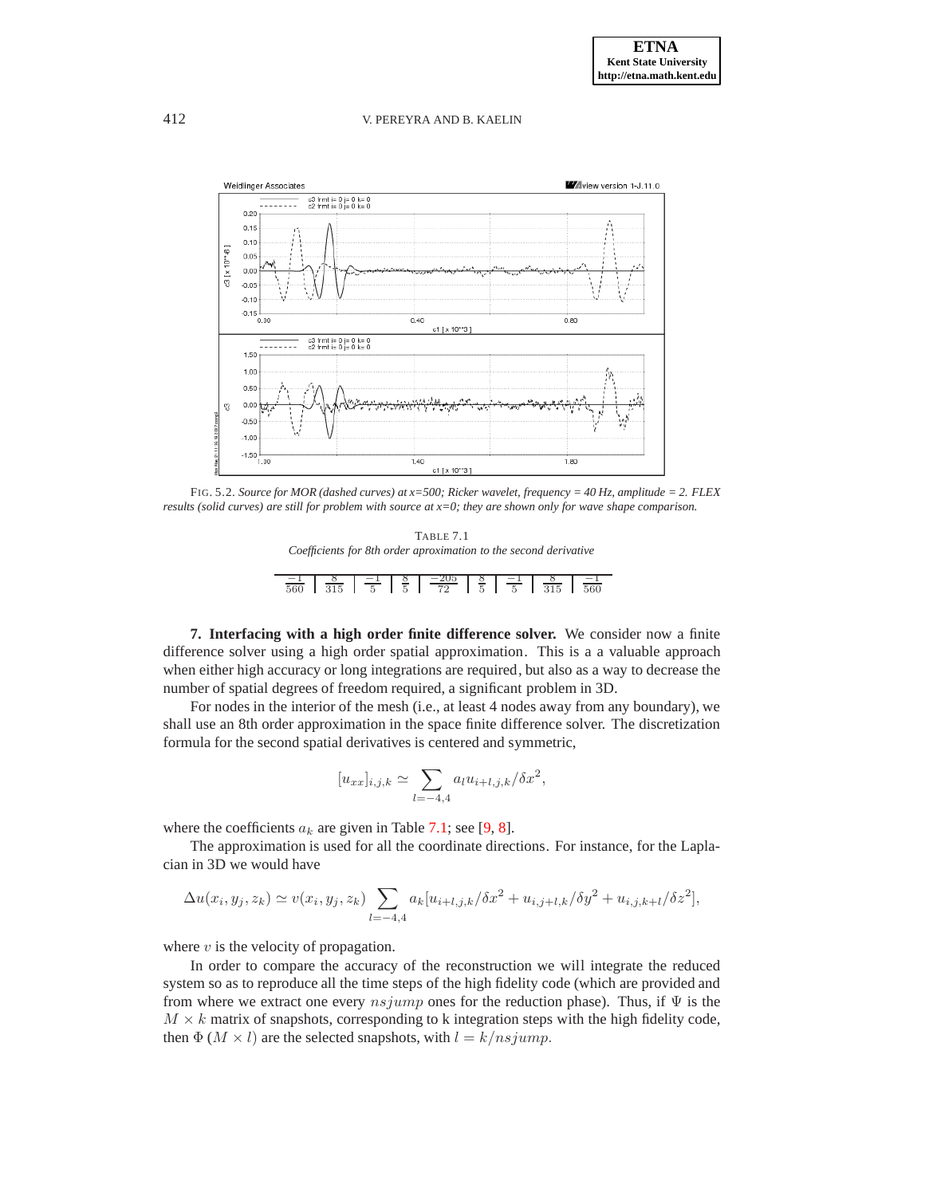FIG. 5.2. *Source for MOR (dashed curves) at x=500; Ricker wavelet, frequency = 40 Hz, amplitude = 2. FLEX results (solid curves) are still for problem with source at x=0; they are shown only for wave shape comparison.*

TABLE 7.1
*Coefficients for 8th order aproximation to the second derivative*

| $\frac{-1}{560}$ | $\frac{8}{315}$ | $\frac{-1}{5}$ | $\frac{8}{5}$ | $\frac{-205}{72}$ | $\frac{8}{5}$ | $\frac{-1}{5}$ | $\frac{8}{315}$ | $\frac{-1}{560}$ |
|---|---|---|---|---|---|---|---|---|

**7. Interfacing with a high order finite difference solver.** We consider now a finite difference solver using a high order spatial approximation. This is a a valuable approach when either high accuracy or long integrations are required, but also as a way to decrease the number of spatial degrees of freedom required, a significant problem in 3D.

For nodes in the interior of the mesh (i.e., at least 4 nodes away from any boundary), we shall use an 8th order approximation in the space finite difference solver. The discretization formula for the second spatial derivatives is centered and symmetric,

$$[u_{xx}]_{i,j,k} \simeq \sum_{l=-4,4} a_l u_{i+l,j,k}/\delta x^2,$$

where the coefficients $a_k$ are given in Table 7.1; see [9, 8].

The approximation is used for all the coordinate directions. For instance, for the Laplacian in 3D we would have

$$\Delta u(x_i, y_j, z_k) \simeq v(x_i, y_j, z_k) \sum_{l=-4,4} a_k[u_{i+l,j,k}/\delta x^2 + u_{i,j+l,k}/\delta y^2 + u_{i,j,k+l}/\delta z^2],$$

where $v$ is the velocity of propagation.

In order to compare the accuracy of the reconstruction we will integrate the reduced system so as to reproduce all the time steps of the high fidelity code (which are provided and from where we extract one every $nsjump$ ones for the reduction phase). Thus, if $\Psi$ is the $M \times k$ matrix of snapshots, corresponding to k integration steps with the high fidelity code, then $\Phi$ $(M \times l)$ are the selected snapshots, with $l = k/nsjump$.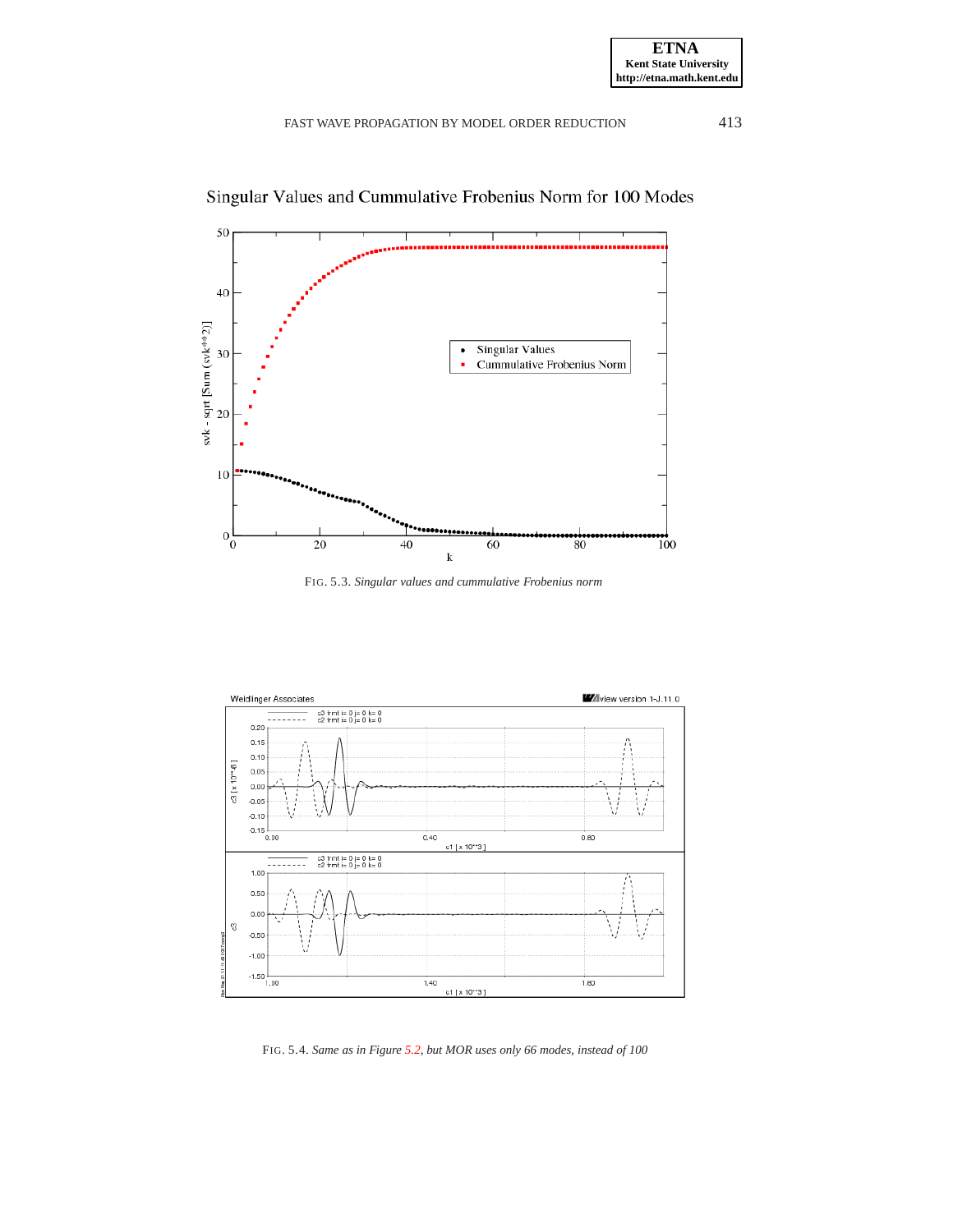FIG. 5.3. *Singular values and cummulative Frobenius norm*

FIG. 5.4. *Same as in Figure 5.2, but MOR uses only 66 modes, instead of 100*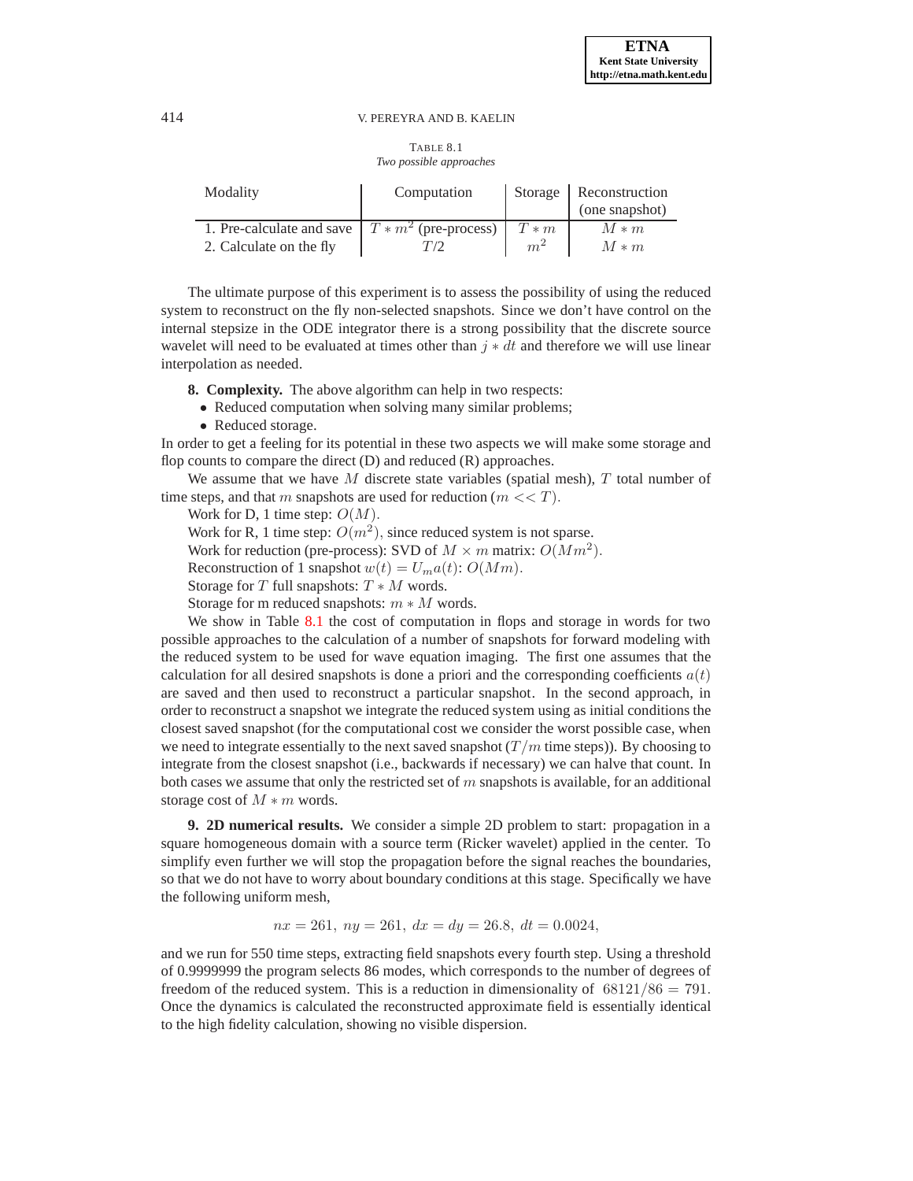TABLE 8.1
*Two possible approaches*

| Modality | Computation | Storage | Reconstruction (one snapshot) |
|---|---|---|---|
| 1. Pre-calculate and save | $T * m^2$ (pre-process) | $T * m$ | $M * m$ |
| 2. Calculate on the fly | $T/2$ | $m^2$ | $M * m$ |

The ultimate purpose of this experiment is to assess the possibility of using the reduced system to reconstruct on the fly non-selected snapshots. Since we don't have control on the internal stepsize in the ODE integrator there is a strong possibility that the discrete source wavelet will need to be evaluated at times other than $j * dt$ and therefore we will use linear interpolation as needed.

**8. Complexity.** The above algorithm can help in two respects:

- Reduced computation when solving many similar problems;
- Reduced storage.

In order to get a feeling for its potential in these two aspects we will make some storage and flop counts to compare the direct (D) and reduced (R) approaches.

We assume that we have $M$ discrete state variables (spatial mesh), $T$ total number of time steps, and that $m$ snapshots are used for reduction ($m << T$).

Work for D, 1 time step: $O(M)$.

Work for R, 1 time step: $O(m^2)$, since reduced system is not sparse.

Work for reduction (pre-process): SVD of $M \times m$ matrix: $O(Mm^2)$.

Reconstruction of 1 snapshot $w(t) = U_m a(t)$: $O(Mm)$.

Storage for $T$ full snapshots: $T * M$ words.

Storage for m reduced snapshots: $m * M$ words.

We show in Table 8.1 the cost of computation in flops and storage in words for two possible approaches to the calculation of a number of snapshots for forward modeling with the reduced system to be used for wave equation imaging. The first one assumes that the calculation for all desired snapshots is done a priori and the corresponding coefficients $a(t)$ are saved and then used to reconstruct a particular snapshot. In the second approach, in order to reconstruct a snapshot we integrate the reduced system using as initial conditions the closest saved snapshot (for the computational cost we consider the worst possible case, when we need to integrate essentially to the next saved snapshot ($T/m$ time steps)). By choosing to integrate from the closest snapshot (i.e., backwards if necessary) we can halve that count. In both cases we assume that only the restricted set of $m$ snapshots is available, for an additional storage cost of $M * m$ words.

**9. 2D numerical results.** We consider a simple 2D problem to start: propagation in a square homogeneous domain with a source term (Ricker wavelet) applied in the center. To simplify even further we will stop the propagation before the signal reaches the boundaries, so that we do not have to worry about boundary conditions at this stage. Specifically we have the following uniform mesh,

$$nx = 261,\ ny = 261,\ dx = dy = 26.8,\ dt = 0.0024,$$

and we run for 550 time steps, extracting field snapshots every fourth step. Using a threshold of 0.9999999 the program selects 86 modes, which corresponds to the number of degrees of freedom of the reduced system. This is a reduction in dimensionality of $68121/86 = 791$. Once the dynamics is calculated the reconstructed approximate field is essentially identical to the high fidelity calculation, showing no visible dispersion.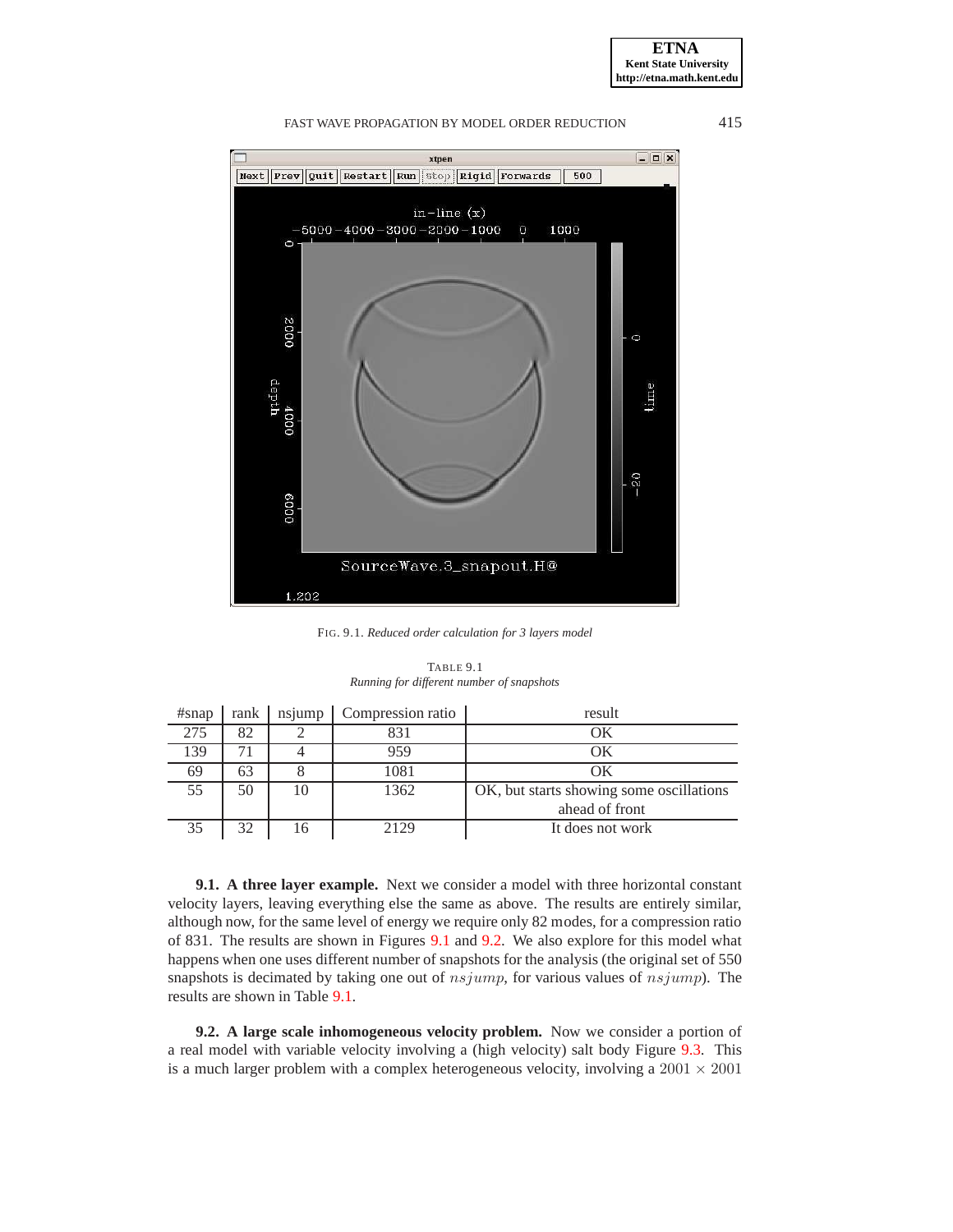FIG. 9.1. *Reduced order calculation for 3 layers model*

TABLE 9.1
*Running for different number of snapshots*

| #snap | rank | nsjump | Compression ratio | result |
|---|---|---|---|---|
| 275 | 82 | 2 | 831 | OK |
| 139 | 71 | 4 | 959 | OK |
| 69 | 63 | 8 | 1081 | OK |
| 55 | 50 | 10 | 1362 | OK, but starts showing some oscillations ahead of front |
| 35 | 32 | 16 | 2129 | It does not work |

**9.1. A three layer example.** Next we consider a model with three horizontal constant velocity layers, leaving everything else the same as above. The results are entirely similar, although now, for the same level of energy we require only 82 modes, for a compression ratio of 831. The results are shown in Figures 9.1 and 9.2. We also explore for this model what happens when one uses different number of snapshots for the analysis (the original set of 550 snapshots is decimated by taking one out of $nsjump$, for various values of $nsjump$). The results are shown in Table 9.1.

**9.2. A large scale inhomogeneous velocity problem.** Now we consider a portion of a real model with variable velocity involving a (high velocity) salt body Figure 9.3. This is a much larger problem with a complex heterogeneous velocity, involving a $2001 \times 2001$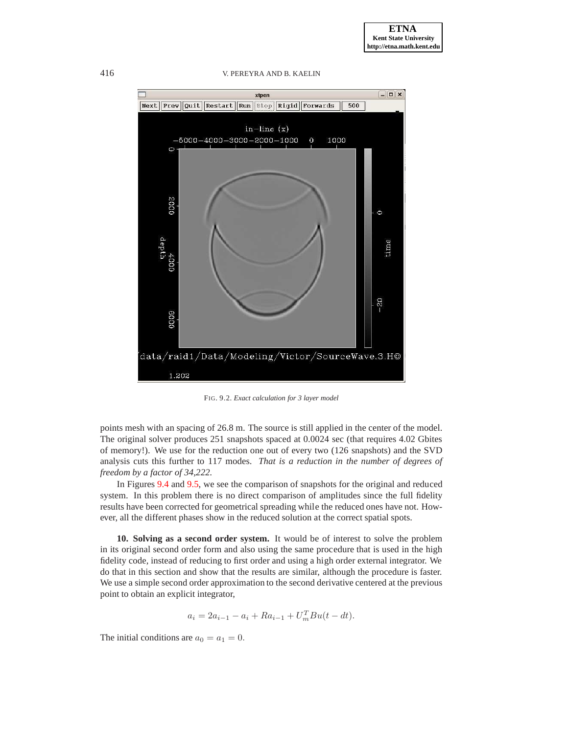FIG. 9.2. *Exact calculation for 3 layer model*

points mesh with an spacing of 26.8 m. The source is still applied in the center of the model. The original solver produces 251 snapshots spaced at 0.0024 sec (that requires 4.02 Gbites of memory!). We use for the reduction one out of every two (126 snapshots) and the SVD analysis cuts this further to 117 modes. *That is a reduction in the number of degrees of freedom by a factor of 34,222.*

In Figures 9.4 and 9.5, we see the comparison of snapshots for the original and reduced system. In this problem there is no direct comparison of amplitudes since the full fidelity results have been corrected for geometrical spreading while the reduced ones have not. However, all the different phases show in the reduced solution at the correct spatial spots.

**10. Solving as a second order system.** It would be of interest to solve the problem in its original second order form and also using the same procedure that is used in the high fidelity code, instead of reducing to first order and using a high order external integrator. We do that in this section and show that the results are similar, although the procedure is faster. We use a simple second order approximation to the second derivative centered at the previous point to obtain an explicit integrator,

$$a_i = 2a_{i-1} - a_i + Ra_{i-1} + U_m^T Bu(t - dt).$$

The initial conditions are $a_0 = a_1 = 0$.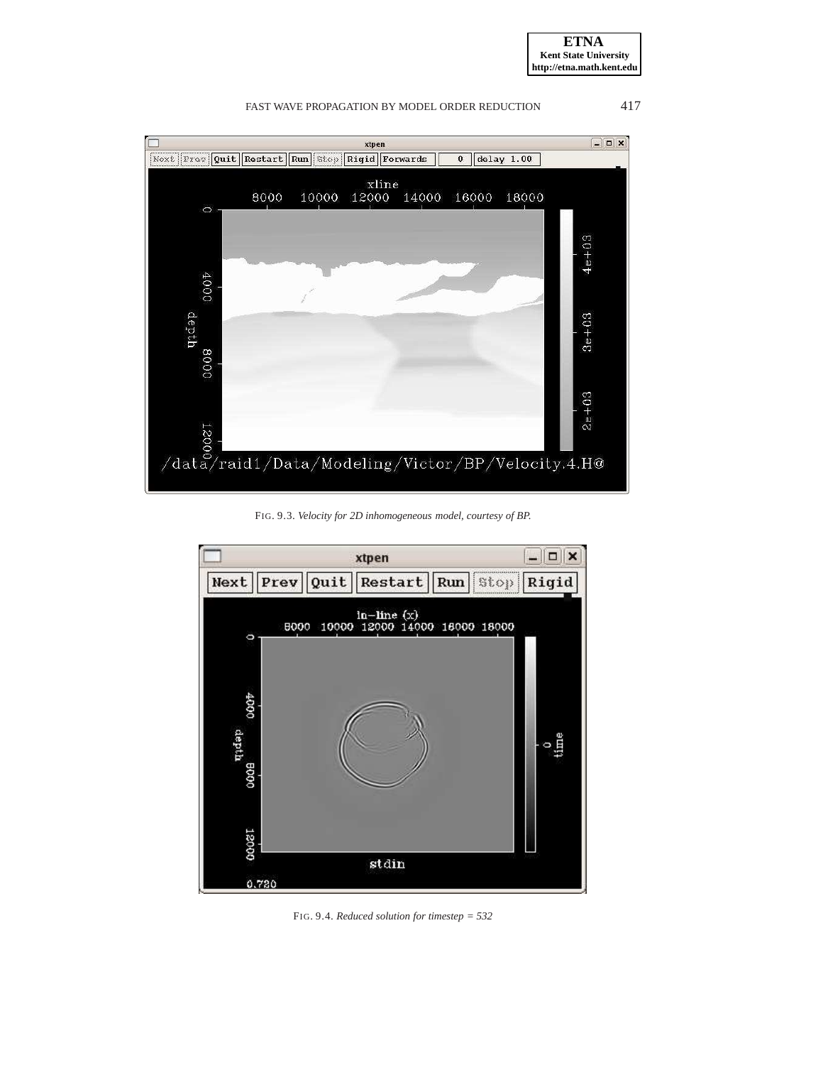FIG. 9.3. *Velocity for 2D inhomogeneous model, courtesy of BP.*

FIG. 9.4. *Reduced solution for timestep = 532*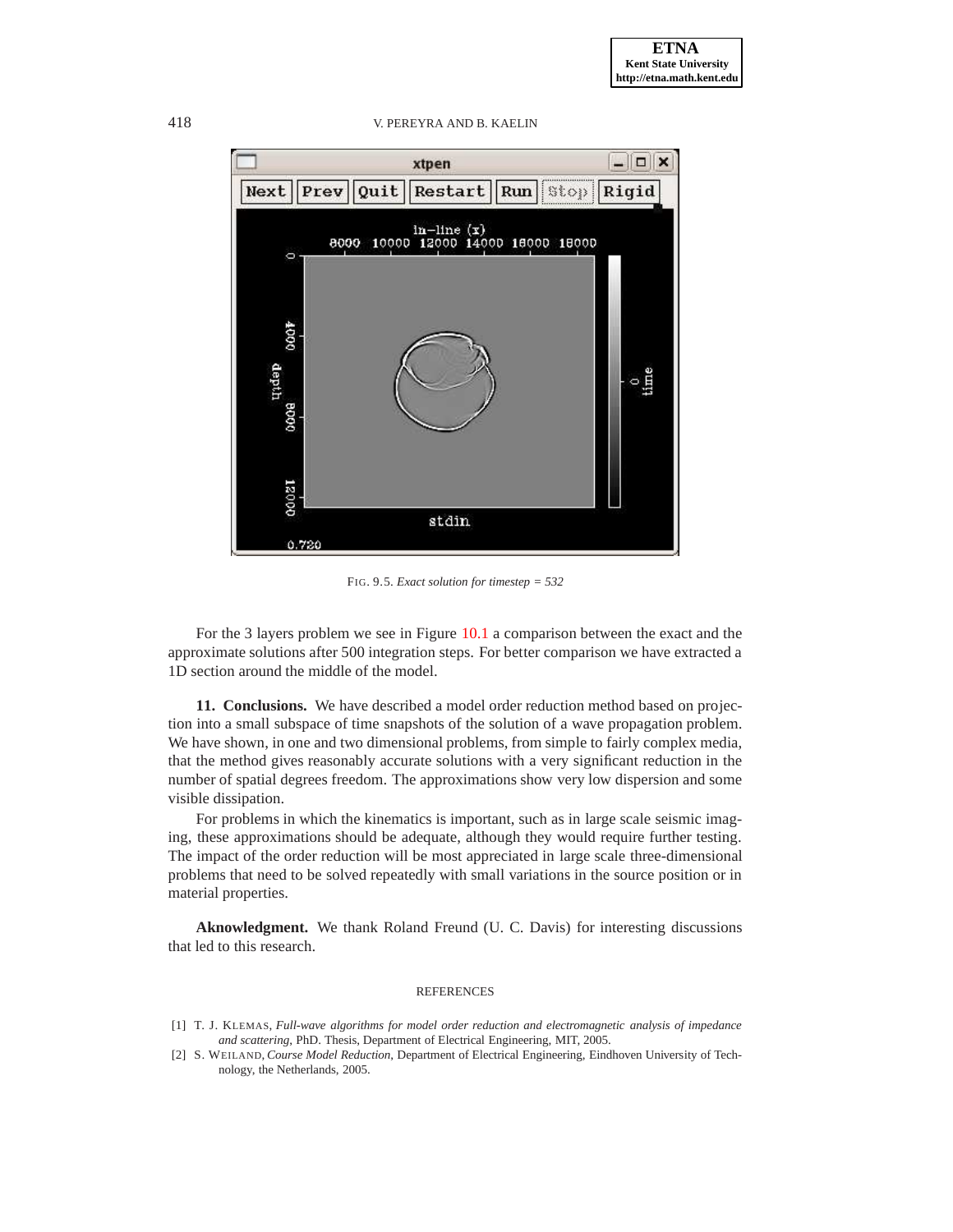FIG. 9.5. *Exact solution for timestep = 532*

For the 3 layers problem we see in Figure 10.1 a comparison between the exact and the approximate solutions after 500 integration steps. For better comparison we have extracted a 1D section around the middle of the model.

## 11. Conclusions.

We have described a model order reduction method based on projection into a small subspace of time snapshots of the solution of a wave propagation problem. We have shown, in one and two dimensional problems, from simple to fairly complex media, that the method gives reasonably accurate solutions with a very significant reduction in the number of spatial degrees freedom. The approximations show very low dispersion and some visible dissipation.

For problems in which the kinematics is important, such as in large scale seismic imaging, these approximations should be adequate, although they would require further testing. The impact of the order reduction will be most appreciated in large scale three-dimensional problems that need to be solved repeatedly with small variations in the source position or in material properties.

**Aknowledgment.** We thank Roland Freund (U. C. Davis) for interesting discussions that led to this research.

## REFERENCES

[1] T. J. KLEMAS, *Full-wave algorithms for model order reduction and electromagnetic analysis of impedance and scattering*, PhD. Thesis, Department of Electrical Engineering, MIT, 2005.

[2] S. WEILAND, *Course Model Reduction*, Department of Electrical Engineering, Eindhoven University of Technology, the Netherlands, 2005.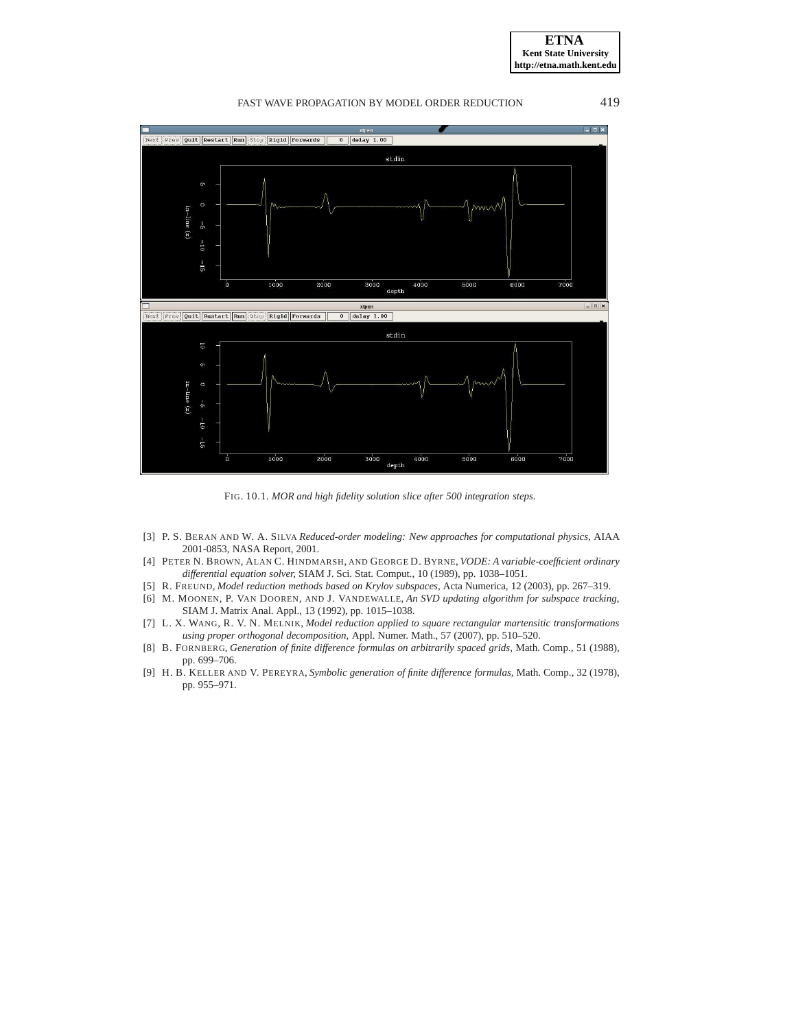xtpen

Next Prev Quit Restart Run Stop Rigid Forwards 0 delay 1.00

stdin

5
0
-5
-10
-15

in-line (x)

0 1000 2000 3000 4000 5000 6000 7000

depth

xtpen

Next Prev Quit Restart Run Stop Rigid Forwards 0 delay 1.00

stdin

10
5
0
-5
-10
-15

in-line (x)

0 1000 2000 3000 4000 5000 6000 7000

depth

FIG. 10.1. *MOR and high fidelity solution slice after 500 integration steps.*

[3] P. S. BERAN AND W. A. SILVA *Reduced-order modeling: New approaches for computational physics*, AIAA 2001-0853, NASA Report, 2001.

[4] PETER N. BROWN, ALAN C. HINDMARSH, AND GEORGE D. BYRNE, *VODE: A variable-coefficient ordinary differential equation solver*, SIAM J. Sci. Stat. Comput., 10 (1989), pp. 1038–1051.

[5] R. FREUND, *Model reduction methods based on Krylov subspaces*, Acta Numerica, 12 (2003), pp. 267–319.

[6] M. MOONEN, P. VAN DOOREN, AND J. VANDEWALLE, *An SVD updating algorithm for subspace tracking*, SIAM J. Matrix Anal. Appl., 13 (1992), pp. 1015–1038.

[7] L. X. WANG, R. V. N. MELNIK, *Model reduction applied to square rectangular martensitic transformations using proper orthogonal decomposition*, Appl. Numer. Math., 57 (2007), pp. 510–520.

[8] B. FORNBERG, *Generation of finite difference formulas on arbitrarily spaced grids*, Math. Comp., 51 (1988), pp. 699–706.

[9] H. B. KELLER AND V. PEREYRA, *Symbolic generation of finite difference formulas*, Math. Comp., 32 (1978), pp. 955–971.